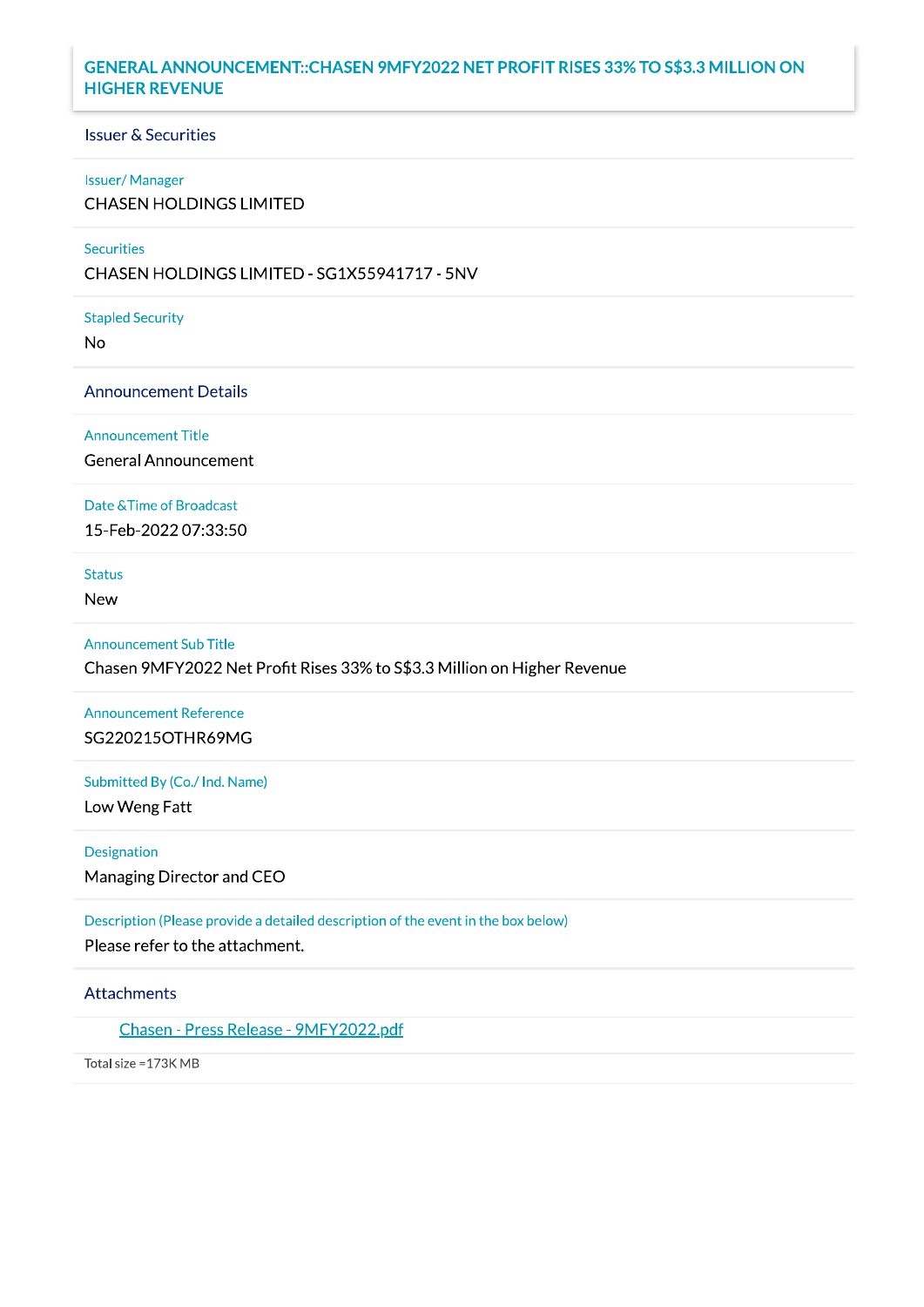# GENERAL ANNOUNCEMENT::CHASEN 9MFY2022 NET PROFIT RISES 33% TO S$3.3 MILLION ON HIGHER REVENUE

## Issuer & Securities

**Issuer/ Manager**

CHASEN HOLDINGS LIMITED

**Securities**

CHASEN HOLDINGS LIMITED - SG1X55941717 - 5NV

**Stapled Security**

No

## Announcement Details

**Announcement Title**

General Announcement

**Date &Time of Broadcast**

15-Feb-2022 07:33:50

**Status**

New

**Announcement Sub Title**

Chasen 9MFY2022 Net Profit Rises 33% to S$3.3 Million on Higher Revenue

**Announcement Reference**

SG220215OTHR69MG

**Submitted By (Co./ Ind. Name)**

Low Weng Fatt

**Designation**

Managing Director and CEO

**Description (Please provide a detailed description of the event in the box below)**

Please refer to the attachment.

## Attachments

Chasen - Press Release - 9MFY2022.pdf

Total size =173K MB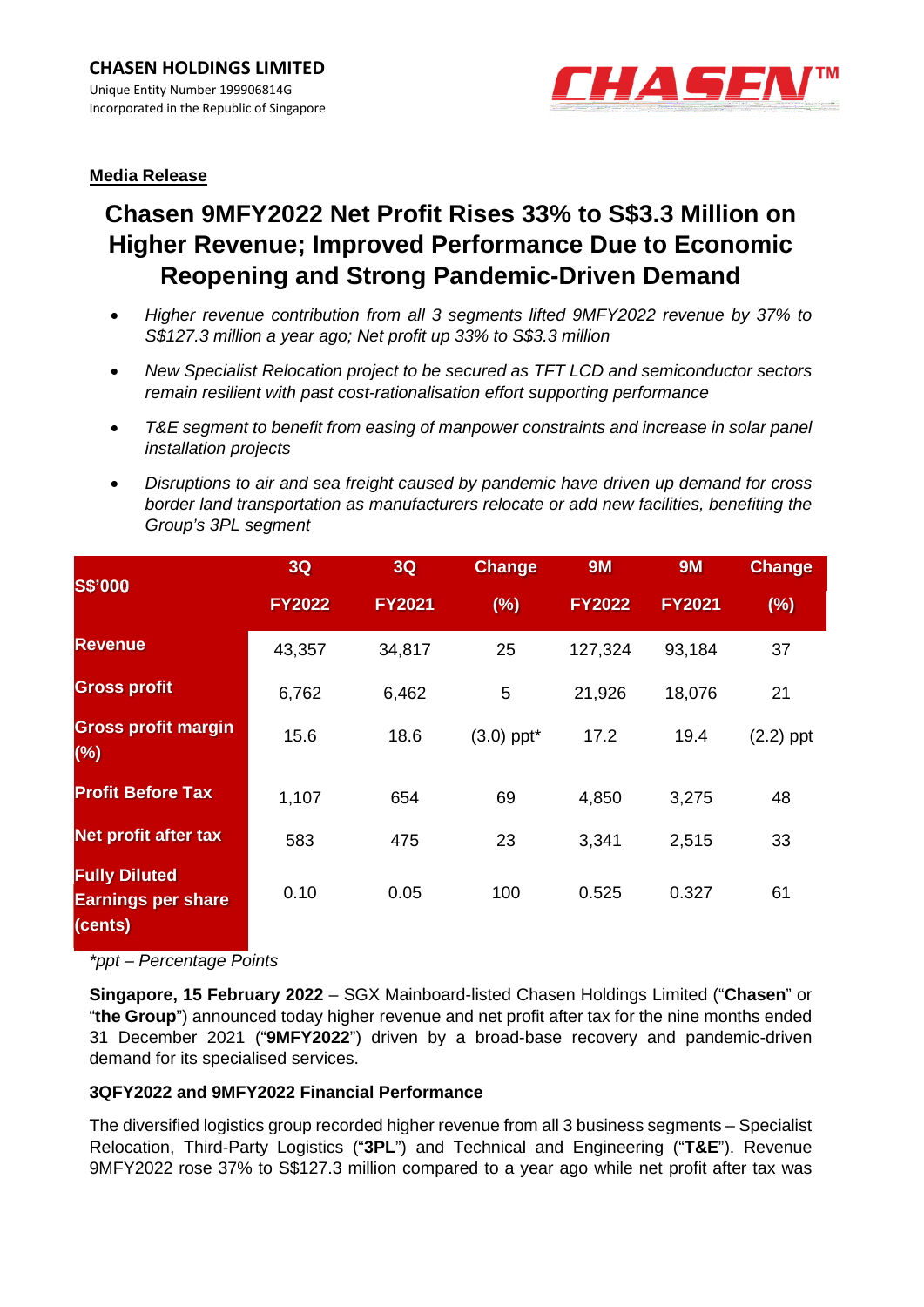**CHASEN HOLDINGS LIMITED**
Unique Entity Number 199906814G
Incorporated in the Republic of Singapore

**Media Release**

# Chasen 9MFY2022 Net Profit Rises 33% to S$3.3 Million on Higher Revenue; Improved Performance Due to Economic Reopening and Strong Pandemic-Driven Demand

- *Higher revenue contribution from all 3 segments lifted 9MFY2022 revenue by 37% to S$127.3 million a year ago; Net profit up 33% to S$3.3 million*
- *New Specialist Relocation project to be secured as TFT LCD and semiconductor sectors remain resilient with past cost-rationalisation effort supporting performance*
- *T&E segment to benefit from easing of manpower constraints and increase in solar panel installation projects*
- *Disruptions to air and sea freight caused by pandemic have driven up demand for cross border land transportation as manufacturers relocate or add new facilities, benefiting the Group's 3PL segment*

| S$'000 | 3Q FY2022 | 3Q FY2021 | Change (%) | 9M FY2022 | 9M FY2021 | Change (%) |
|---|---|---|---|---|---|---|
| Revenue | 43,357 | 34,817 | 25 | 127,324 | 93,184 | 37 |
| Gross profit | 6,762 | 6,462 | 5 | 21,926 | 18,076 | 21 |
| Gross profit margin (%) | 15.6 | 18.6 | (3.0) ppt* | 17.2 | 19.4 | (2.2) ppt |
| Profit Before Tax | 1,107 | 654 | 69 | 4,850 | 3,275 | 48 |
| Net profit after tax | 583 | 475 | 23 | 3,341 | 2,515 | 33 |
| Fully Diluted Earnings per share (cents) | 0.10 | 0.05 | 100 | 0.525 | 0.327 | 61 |

*\*ppt – Percentage Points*

**Singapore, 15 February 2022** – SGX Mainboard-listed Chasen Holdings Limited ("**Chasen**" or "**the Group**") announced today higher revenue and net profit after tax for the nine months ended 31 December 2021 ("**9MFY2022**") driven by a broad-base recovery and pandemic-driven demand for its specialised services.

**3QFY2022 and 9MFY2022 Financial Performance**

The diversified logistics group recorded higher revenue from all 3 business segments – Specialist Relocation, Third-Party Logistics ("**3PL**") and Technical and Engineering ("**T&E**"). Revenue 9MFY2022 rose 37% to S$127.3 million compared to a year ago while net profit after tax was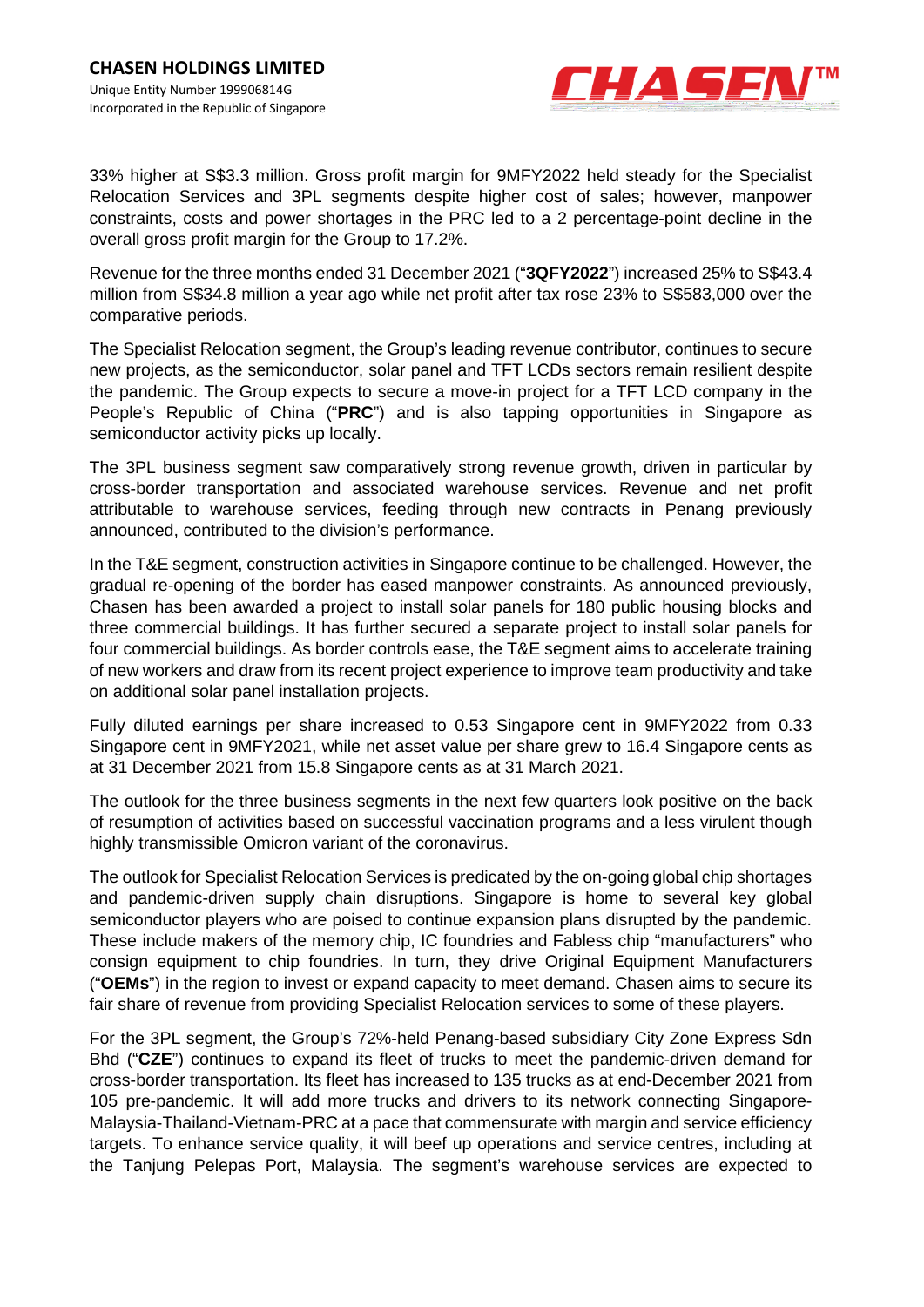33% higher at S$3.3 million. Gross profit margin for 9MFY2022 held steady for the Specialist Relocation Services and 3PL segments despite higher cost of sales; however, manpower constraints, costs and power shortages in the PRC led to a 2 percentage-point decline in the overall gross profit margin for the Group to 17.2%.

Revenue for the three months ended 31 December 2021 ("**3QFY2022**") increased 25% to S$43.4 million from S$34.8 million a year ago while net profit after tax rose 23% to S$583,000 over the comparative periods.

The Specialist Relocation segment, the Group's leading revenue contributor, continues to secure new projects, as the semiconductor, solar panel and TFT LCDs sectors remain resilient despite the pandemic. The Group expects to secure a move-in project for a TFT LCD company in the People's Republic of China ("**PRC**") and is also tapping opportunities in Singapore as semiconductor activity picks up locally.

The 3PL business segment saw comparatively strong revenue growth, driven in particular by cross-border transportation and associated warehouse services. Revenue and net profit attributable to warehouse services, feeding through new contracts in Penang previously announced, contributed to the division's performance.

In the T&E segment, construction activities in Singapore continue to be challenged. However, the gradual re-opening of the border has eased manpower constraints. As announced previously, Chasen has been awarded a project to install solar panels for 180 public housing blocks and three commercial buildings. It has further secured a separate project to install solar panels for four commercial buildings. As border controls ease, the T&E segment aims to accelerate training of new workers and draw from its recent project experience to improve team productivity and take on additional solar panel installation projects.

Fully diluted earnings per share increased to 0.53 Singapore cent in 9MFY2022 from 0.33 Singapore cent in 9MFY2021, while net asset value per share grew to 16.4 Singapore cents as at 31 December 2021 from 15.8 Singapore cents as at 31 March 2021.

The outlook for the three business segments in the next few quarters look positive on the back of resumption of activities based on successful vaccination programs and a less virulent though highly transmissible Omicron variant of the coronavirus.

The outlook for Specialist Relocation Services is predicated by the on-going global chip shortages and pandemic-driven supply chain disruptions. Singapore is home to several key global semiconductor players who are poised to continue expansion plans disrupted by the pandemic. These include makers of the memory chip, IC foundries and Fabless chip "manufacturers" who consign equipment to chip foundries. In turn, they drive Original Equipment Manufacturers ("**OEMs**") in the region to invest or expand capacity to meet demand. Chasen aims to secure its fair share of revenue from providing Specialist Relocation services to some of these players.

For the 3PL segment, the Group's 72%-held Penang-based subsidiary City Zone Express Sdn Bhd ("**CZE**") continues to expand its fleet of trucks to meet the pandemic-driven demand for cross-border transportation. Its fleet has increased to 135 trucks as at end-December 2021 from 105 pre-pandemic. It will add more trucks and drivers to its network connecting Singapore-Malaysia-Thailand-Vietnam-PRC at a pace that commensurate with margin and service efficiency targets. To enhance service quality, it will beef up operations and service centres, including at the Tanjung Pelepas Port, Malaysia. The segment's warehouse services are expected to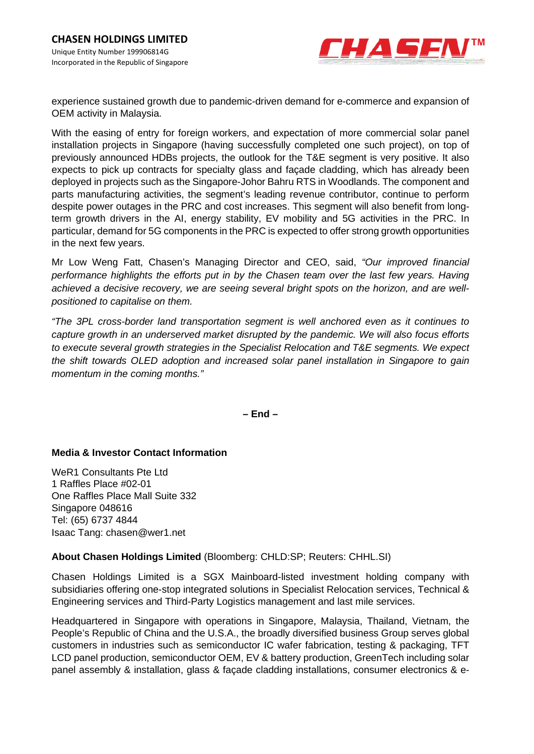experience sustained growth due to pandemic-driven demand for e-commerce and expansion of OEM activity in Malaysia.

With the easing of entry for foreign workers, and expectation of more commercial solar panel installation projects in Singapore (having successfully completed one such project), on top of previously announced HDBs projects, the outlook for the T&E segment is very positive. It also expects to pick up contracts for specialty glass and façade cladding, which has already been deployed in projects such as the Singapore-Johor Bahru RTS in Woodlands. The component and parts manufacturing activities, the segment's leading revenue contributor, continue to perform despite power outages in the PRC and cost increases. This segment will also benefit from long-term growth drivers in the AI, energy stability, EV mobility and 5G activities in the PRC. In particular, demand for 5G components in the PRC is expected to offer strong growth opportunities in the next few years.

Mr Low Weng Fatt, Chasen's Managing Director and CEO, said, *"Our improved financial performance highlights the efforts put in by the Chasen team over the last few years. Having achieved a decisive recovery, we are seeing several bright spots on the horizon, and are well-positioned to capitalise on them.*

*"The 3PL cross-border land transportation segment is well anchored even as it continues to capture growth in an underserved market disrupted by the pandemic. We will also focus efforts to execute several growth strategies in the Specialist Relocation and T&E segments. We expect the shift towards OLED adoption and increased solar panel installation in Singapore to gain momentum in the coming months."*

**– End –**

**Media & Investor Contact Information**

WeR1 Consultants Pte Ltd
1 Raffles Place #02-01
One Raffles Place Mall Suite 332
Singapore 048616
Tel: (65) 6737 4844
Isaac Tang: chasen@wer1.net

**About Chasen Holdings Limited** (Bloomberg: CHLD:SP; Reuters: CHHL.SI)

Chasen Holdings Limited is a SGX Mainboard-listed investment holding company with subsidiaries offering one-stop integrated solutions in Specialist Relocation services, Technical & Engineering services and Third-Party Logistics management and last mile services.

Headquartered in Singapore with operations in Singapore, Malaysia, Thailand, Vietnam, the People's Republic of China and the U.S.A., the broadly diversified business Group serves global customers in industries such as semiconductor IC wafer fabrication, testing & packaging, TFT LCD panel production, semiconductor OEM, EV & battery production, GreenTech including solar panel assembly & installation, glass & façade cladding installations, consumer electronics & e-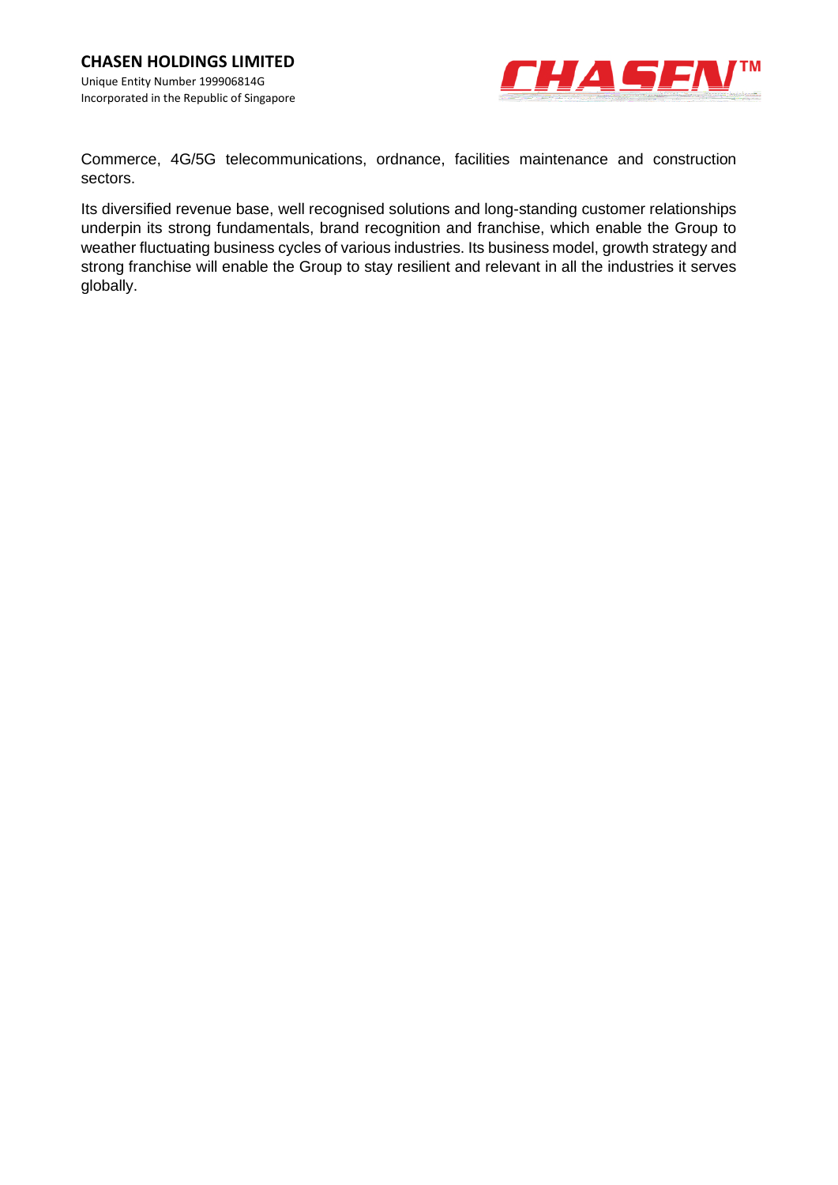Commerce, 4G/5G telecommunications, ordnance, facilities maintenance and construction sectors.

Its diversified revenue base, well recognised solutions and long-standing customer relationships underpin its strong fundamentals, brand recognition and franchise, which enable the Group to weather fluctuating business cycles of various industries. Its business model, growth strategy and strong franchise will enable the Group to stay resilient and relevant in all the industries it serves globally.